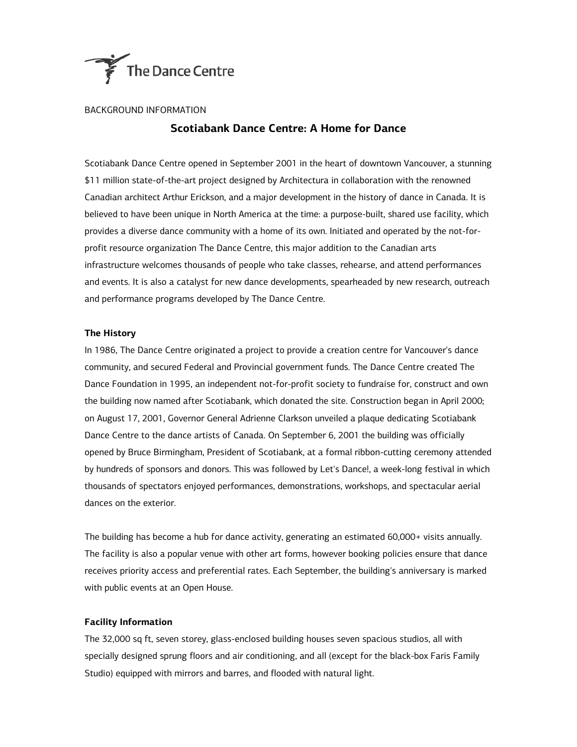The Dance Centre

BACKGROUND INFORMATION

# Scotiabank Dance Centre: A Home for Dance

Scotiabank Dance Centre opened in September 2001 in the heart of downtown Vancouver, a stunning $11 million state-of-the-art project designed by Architectura in collaboration with the renowned Canadian architect Arthur Erickson, and a major development in the history of dance in Canada. It is believed to have been unique in North America at the time: a purpose-built, shared use facility, which provides a diverse dance community with a home of its own. Initiated and operated by the not-for-profit resource organization The Dance Centre, this major addition to the Canadian arts infrastructure welcomes thousands of people who take classes, rehearse, and attend performances and events. It is also a catalyst for new dance developments, spearheaded by new research, outreach and performance programs developed by The Dance Centre.

## The History

In 1986, The Dance Centre originated a project to provide a creation centre for Vancouver's dance community, and secured Federal and Provincial government funds. The Dance Centre created The Dance Foundation in 1995, an independent not-for-profit society to fundraise for, construct and own the building now named after Scotiabank, which donated the site. Construction began in April 2000; on August 17, 2001, Governor General Adrienne Clarkson unveiled a plaque dedicating Scotiabank Dance Centre to the dance artists of Canada. On September 6, 2001 the building was officially opened by Bruce Birmingham, President of Scotiabank, at a formal ribbon-cutting ceremony attended by hundreds of sponsors and donors. This was followed by Let's Dance!, a week-long festival in which thousands of spectators enjoyed performances, demonstrations, workshops, and spectacular aerial dances on the exterior.

The building has become a hub for dance activity, generating an estimated 60,000+ visits annually. The facility is also a popular venue with other art forms, however booking policies ensure that dance receives priority access and preferential rates. Each September, the building's anniversary is marked with public events at an Open House.

## Facility Information

The 32,000 sq ft, seven storey, glass-enclosed building houses seven spacious studios, all with specially designed sprung floors and air conditioning, and all (except for the black-box Faris Family Studio) equipped with mirrors and barres, and flooded with natural light.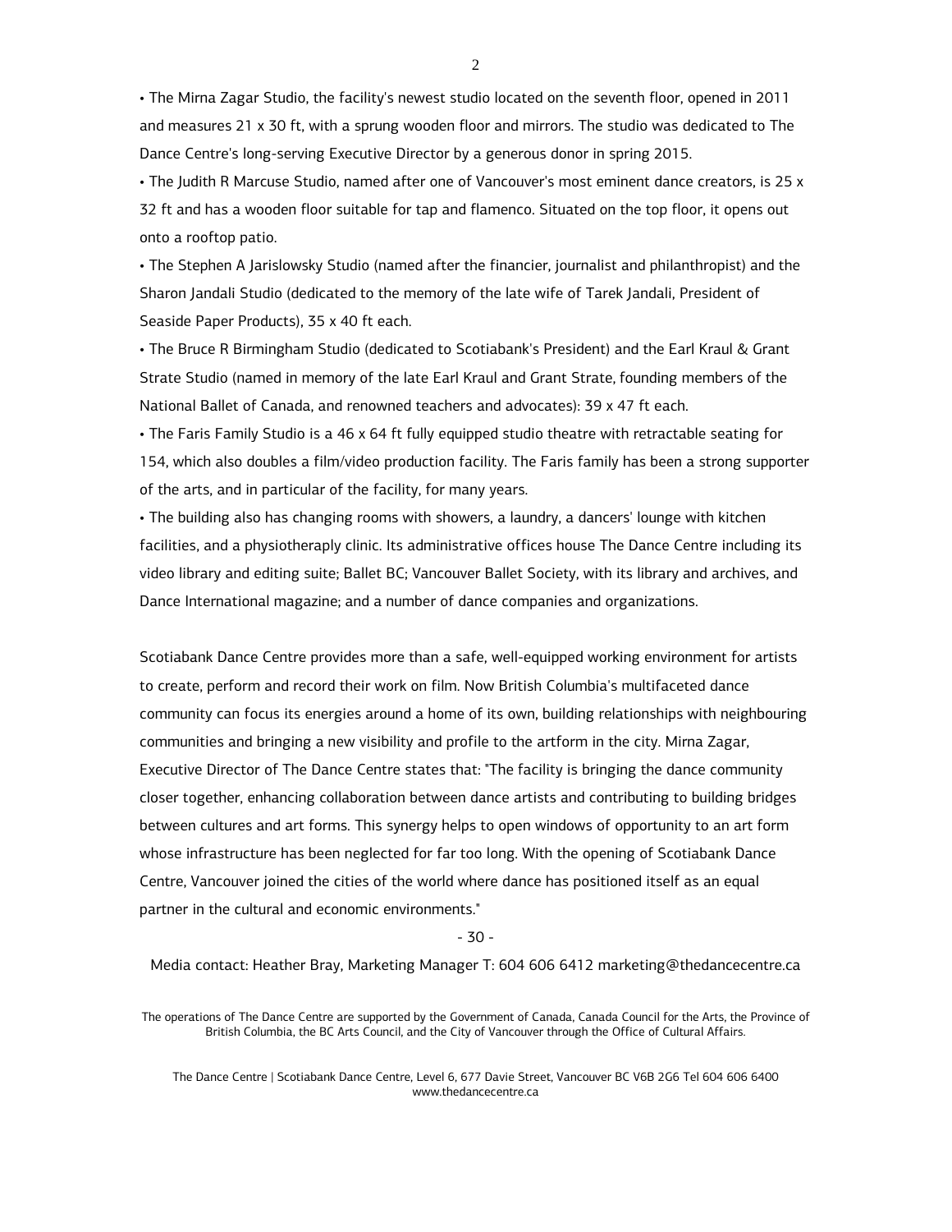• The Mirna Zagar Studio, the facility's newest studio located on the seventh floor, opened in 2011 and measures 21 x 30 ft, with a sprung wooden floor and mirrors. The studio was dedicated to The Dance Centre's long-serving Executive Director by a generous donor in spring 2015.

• The Judith R Marcuse Studio, named after one of Vancouver's most eminent dance creators, is 25 x 32 ft and has a wooden floor suitable for tap and flamenco. Situated on the top floor, it opens out onto a rooftop patio.

• The Stephen A Jarislowsky Studio (named after the financier, journalist and philanthropist) and the Sharon Jandali Studio (dedicated to the memory of the late wife of Tarek Jandali, President of Seaside Paper Products), 35 x 40 ft each.

• The Bruce R Birmingham Studio (dedicated to Scotiabank's President) and the Earl Kraul & Grant Strate Studio (named in memory of the late Earl Kraul and Grant Strate, founding members of the National Ballet of Canada, and renowned teachers and advocates): 39 x 47 ft each.

• The Faris Family Studio is a 46 x 64 ft fully equipped studio theatre with retractable seating for 154, which also doubles a film/video production facility. The Faris family has been a strong supporter of the arts, and in particular of the facility, for many years.

• The building also has changing rooms with showers, a laundry, a dancers' lounge with kitchen facilities, and a physiotheraply clinic. Its administrative offices house The Dance Centre including its video library and editing suite; Ballet BC; Vancouver Ballet Society, with its library and archives, and Dance International magazine; and a number of dance companies and organizations.

Scotiabank Dance Centre provides more than a safe, well-equipped working environment for artists to create, perform and record their work on film. Now British Columbia's multifaceted dance community can focus its energies around a home of its own, building relationships with neighbouring communities and bringing a new visibility and profile to the artform in the city. Mirna Zagar, Executive Director of The Dance Centre states that: "The facility is bringing the dance community closer together, enhancing collaboration between dance artists and contributing to building bridges between cultures and art forms. This synergy helps to open windows of opportunity to an art form whose infrastructure has been neglected for far too long. With the opening of Scotiabank Dance Centre, Vancouver joined the cities of the world where dance has positioned itself as an equal partner in the cultural and economic environments."

- 30 -

Media contact: Heather Bray, Marketing Manager T: 604 606 6412 marketing@thedancecentre.ca

The operations of The Dance Centre are supported by the Government of Canada, Canada Council for the Arts, the Province of British Columbia, the BC Arts Council, and the City of Vancouver through the Office of Cultural Affairs.

The Dance Centre | Scotiabank Dance Centre, Level 6, 677 Davie Street, Vancouver BC V6B 2G6 Tel 604 606 6400
www.thedancecentre.ca